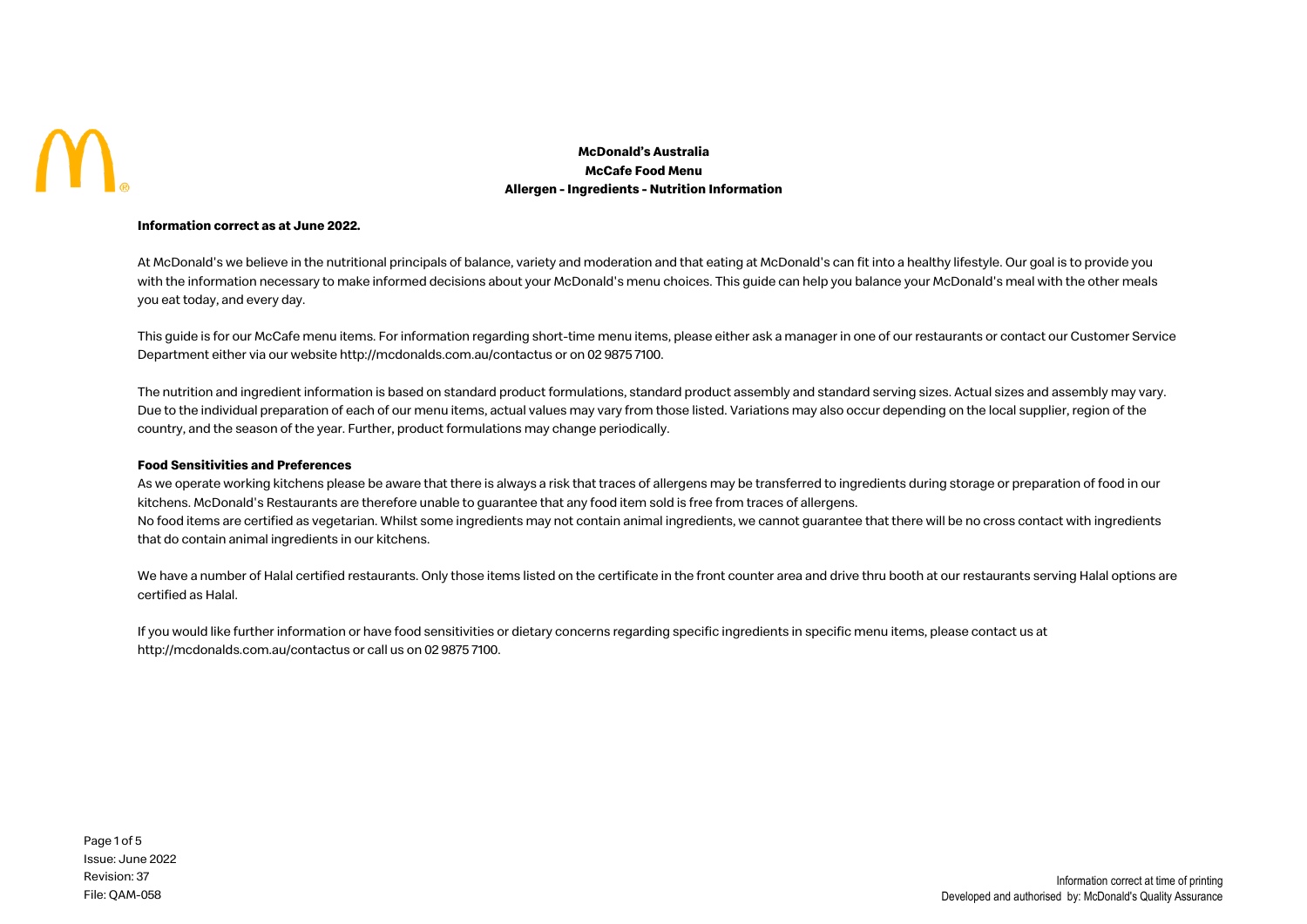# McDonald's Australia
## McCafe Food Menu
## Allergen - Ingredients - Nutrition Information

**Information correct as at June 2022.**

At McDonald's we believe in the nutritional principals of balance, variety and moderation and that eating at McDonald's can fit into a healthy lifestyle. Our goal is to provide you with the information necessary to make informed decisions about your McDonald's menu choices. This guide can help you balance your McDonald's meal with the other meals you eat today, and every day.

This guide is for our McCafe menu items. For information regarding short-time menu items, please either ask a manager in one of our restaurants or contact our Customer Service Department either via our website http://mcdonalds.com.au/contactus or on 02 9875 7100.

The nutrition and ingredient information is based on standard product formulations, standard product assembly and standard serving sizes. Actual sizes and assembly may vary. Due to the individual preparation of each of our menu items, actual values may vary from those listed. Variations may also occur depending on the local supplier, region of the country, and the season of the year. Further, product formulations may change periodically.

**Food Sensitivities and Preferences**

As we operate working kitchens please be aware that there is always a risk that traces of allergens may be transferred to ingredients during storage or preparation of food in our kitchens. McDonald's Restaurants are therefore unable to guarantee that any food item sold is free from traces of allergens.

No food items are certified as vegetarian. Whilst some ingredients may not contain animal ingredients, we cannot guarantee that there will be no cross contact with ingredients that do contain animal ingredients in our kitchens.

We have a number of Halal certified restaurants. Only those items listed on the certificate in the front counter area and drive thru booth at our restaurants serving Halal options are certified as Halal.

If you would like further information or have food sensitivities or dietary concerns regarding specific ingredients in specific menu items, please contact us at http://mcdonalds.com.au/contactus or call us on 02 9875 7100.

Issue: June 2022
Revision: 37
File: QAM-058

Information correct at time of printing
Developed and authorised by: McDonald's Quality Assurance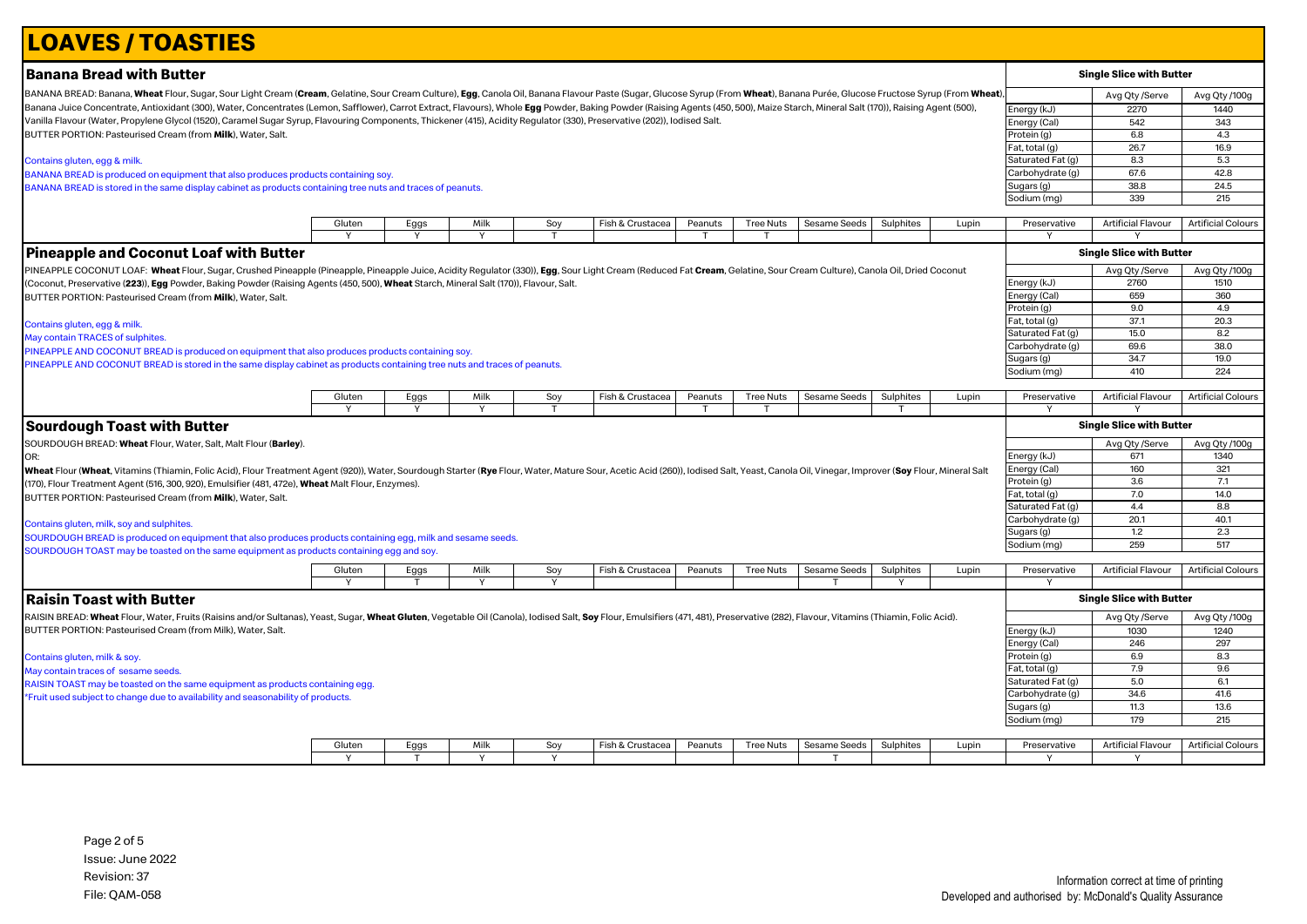# LOAVES / TOASTIES

## Banana Bread with Butter

BANANA BREAD: Banana, **Wheat** Flour, Sugar, Sour Light Cream (**Cream**, Gelatine, Sour Cream Culture), **Egg**, Canola Oil, Banana Flavour Paste (Sugar, Glucose Syrup (From **Wheat**), Banana Purée, Glucose Fructose Syrup (From **Wheat**), Banana Juice Concentrate, Antioxidant (300), Water, Concentrates (Lemon, Safflower), Carrot Extract, Flavours), Whole **Egg** Powder, Baking Powder (Raising Agents (450, 500), Maize Starch, Mineral Salt (170)), Raising Agent (500), Vanilla Flavour (Water, Propylene Glycol (1520), Caramel Sugar Syrup, Flavouring Components, Thickener (415), Acidity Regulator (330), Preservative (202)), Iodised Salt.
BUTTER PORTION: Pasteurised Cream (from **Milk**), Water, Salt.

Contains gluten, egg & milk.
BANANA BREAD is produced on equipment that also produces products containing soy.
BANANA BREAD is stored in the same display cabinet as products containing tree nuts and traces of peanuts.

**Single Slice with Butter**

| | Avg Qty /Serve | Avg Qty /100g |
|---|---|---|
| Energy (kJ) | 2270 | 1440 |
| Energy (Cal) | 542 | 343 |
| Protein (g) | 6.8 | 4.3 |
| Fat, total (g) | 26.7 | 16.9 |
| Saturated Fat (g) | 8.3 | 5.3 |
| Carbohydrate (g) | 67.6 | 42.8 |
| Sugars (g) | 38.8 | 24.5 |
| Sodium (mg) | 339 | 215 |

| Gluten | Eggs | Milk | Soy | Fish & Crustacea | Peanuts | Tree Nuts | Sesame Seeds | Sulphites | Lupin | Preservative | Artificial Flavour | Artificial Colours |
|---|---|---|---|---|---|---|---|---|---|---|---|---|
| Y | Y | Y | T | | T | T | | | | Y | Y | |

## Pineapple and Coconut Loaf with Butter

PINEAPPLE COCONUT LOAF: **Wheat** Flour, Sugar, Crushed Pineapple (Pineapple, Pineapple Juice, Acidity Regulator (330)), **Egg**, Sour Light Cream (Reduced Fat **Cream**, Gelatine, Sour Cream Culture), Canola Oil, Dried Coconut (Coconut, Preservative (**223**)), **Egg** Powder, Baking Powder (Raising Agents (450, 500), **Wheat** Starch, Mineral Salt (170)), Flavour, Salt.
BUTTER PORTION: Pasteurised Cream (from **Milk**), Water, Salt.

Contains gluten, egg & milk.
May contain TRACES of sulphites.
PINEAPPLE AND COCONUT BREAD is produced on equipment that also produces products containing soy.
PINEAPPLE AND COCONUT BREAD is stored in the same display cabinet as products containing tree nuts and traces of peanuts.

**Single Slice with Butter**

| | Avg Qty /Serve | Avg Qty /100g |
|---|---|---|
| Energy (kJ) | 2760 | 1510 |
| Energy (Cal) | 659 | 360 |
| Protein (g) | 9.0 | 4.9 |
| Fat, total (g) | 37.1 | 20.3 |
| Saturated Fat (g) | 15.0 | 8.2 |
| Carbohydrate (g) | 69.6 | 38.0 |
| Sugars (g) | 34.7 | 19.0 |
| Sodium (mg) | 410 | 224 |

| Gluten | Eggs | Milk | Soy | Fish & Crustacea | Peanuts | Tree Nuts | Sesame Seeds | Sulphites | Lupin | Preservative | Artificial Flavour | Artificial Colours |
|---|---|---|---|---|---|---|---|---|---|---|---|---|
| Y | Y | Y | T | | T | T | | T | | Y | Y | |

## Sourdough Toast with Butter

SOURDOUGH BREAD: **Wheat** Flour, Water, Salt, Malt Flour (**Barley**).
OR:
**Wheat** Flour (**Wheat**, Vitamins (Thiamin, Folic Acid), Flour Treatment Agent (920)), Water, Sourdough Starter (**Rye** Flour, Water, Mature Sour, Acetic Acid (260)), Iodised Salt, Yeast, Canola Oil, Vinegar, Improver (**Soy** Flour, Mineral Salt (170), Flour Treatment Agent (516, 300, 920), Emulsifier (481, 472e), **Wheat** Malt Flour, Enzymes).
BUTTER PORTION: Pasteurised Cream (from **Milk**), Water, Salt.

Contains gluten, milk, soy and sulphites.
SOURDOUGH BREAD is produced on equipment that also produces products containing egg, milk and sesame seeds.
SOURDOUGH TOAST may be toasted on the same equipment as products containing egg and soy.

**Single Slice with Butter**

| | Avg Qty /Serve | Avg Qty /100g |
|---|---|---|
| Energy (kJ) | 671 | 1340 |
| Energy (Cal) | 160 | 321 |
| Protein (g) | 3.6 | 7.1 |
| Fat, total (g) | 7.0 | 14.0 |
| Saturated Fat (g) | 4.4 | 8.8 |
| Carbohydrate (g) | 20.1 | 40.1 |
| Sugars (g) | 1.2 | 2.3 |
| Sodium (mg) | 259 | 517 |

| Gluten | Eggs | Milk | Soy | Fish & Crustacea | Peanuts | Tree Nuts | Sesame Seeds | Sulphites | Lupin | Preservative | Artificial Flavour | Artificial Colours |
|---|---|---|---|---|---|---|---|---|---|---|---|---|
| Y | T | Y | Y | | | | T | Y | | Y | | |

## Raisin Toast with Butter

RAISIN BREAD: **Wheat** Flour, Water, Fruits (Raisins and/or Sultanas), Yeast, Sugar, **Wheat Gluten**, Vegetable Oil (Canola), Iodised Salt, **Soy** Flour, Emulsifiers (471, 481), Preservative (282), Flavour, Vitamins (Thiamin, Folic Acid).
BUTTER PORTION: Pasteurised Cream (from Milk), Water, Salt.

Contains gluten, milk & soy.
May contain traces of sesame seeds.
RAISIN TOAST may be toasted on the same equipment as products containing egg.
*Fruit used subject to change due to availability and seasonability of products.

**Single Slice with Butter**

| | Avg Qty /Serve | Avg Qty /100g |
|---|---|---|
| Energy (kJ) | 1030 | 1240 |
| Energy (Cal) | 246 | 297 |
| Protein (g) | 6.9 | 8.3 |
| Fat, total (g) | 7.9 | 9.6 |
| Saturated Fat (g) | 5.0 | 6.1 |
| Carbohydrate (g) | 34.6 | 41.6 |
| Sugars (g) | 11.3 | 13.6 |
| Sodium (mg) | 179 | 215 |

| Gluten | Eggs | Milk | Soy | Fish & Crustacea | Peanuts | Tree Nuts | Sesame Seeds | Sulphites | Lupin | Preservative | Artificial Flavour | Artificial Colours |
|---|---|---|---|---|---|---|---|---|---|---|---|---|
| Y | T | Y | Y | | | | T | | | Y | Y | |

Issue: June 2022
Revision: 37
File: QAM-058

Information correct at time of printing
Developed and authorised by: McDonald's Quality Assurance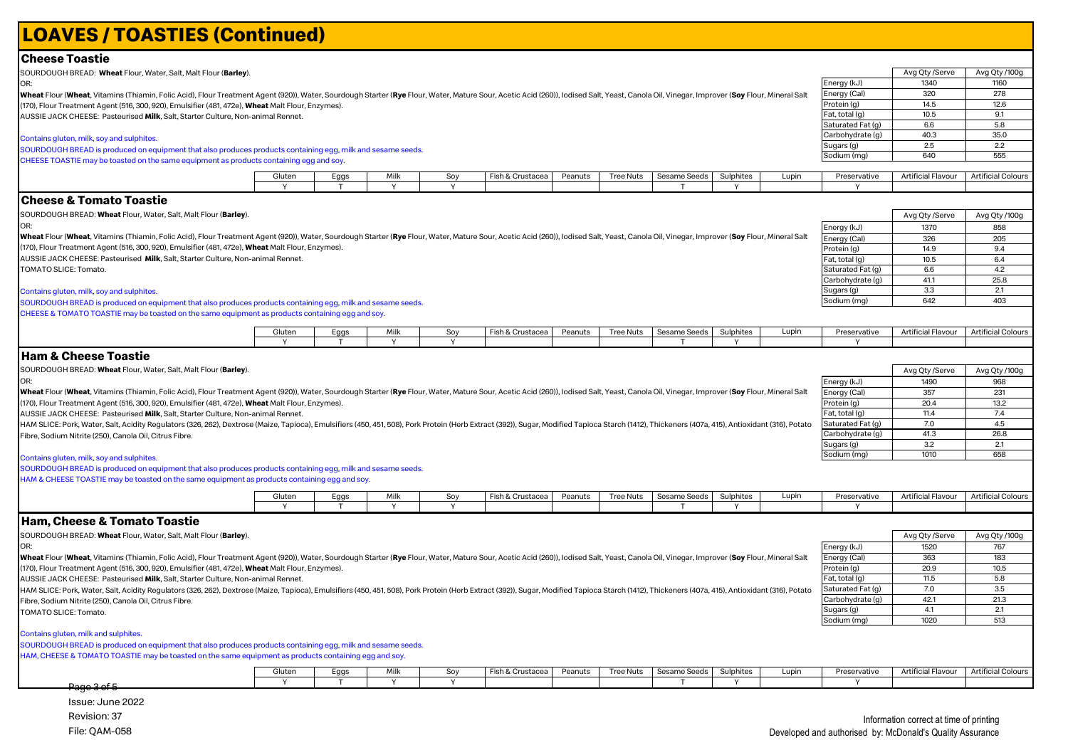# LOAVES / TOASTIES (Continued)

## Cheese Toastie

SOURDOUGH BREAD: **Wheat** Flour, Water, Salt, Malt Flour (**Barley**).
OR:
**Wheat** Flour (**Wheat**, Vitamins (Thiamin, Folic Acid), Flour Treatment Agent (920)), Water, Sourdough Starter (**Rye** Flour, Water, Mature Sour, Acetic Acid (260)), Iodised Salt, Yeast, Canola Oil, Vinegar, Improver (**Soy** Flour, Mineral Salt (170), Flour Treatment Agent (516, 300, 920), Emulsifier (481, 472e), **Wheat** Malt Flour, Enzymes).
AUSSIE JACK CHEESE: Pasteurised **Milk**, Salt, Starter Culture, Non-animal Rennet.

Contains gluten, milk, soy and sulphites.
SOURDOUGH BREAD is produced on equipment that also produces products containing egg, milk and sesame seeds.
CHEESE TOASTIE may be toasted on the same equipment as products containing egg and soy.

| | Avg Qty /Serve | Avg Qty /100g |
|---|---|---|
| Energy (kJ) | 1340 | 1160 |
| Energy (Cal) | 320 | 278 |
| Protein (g) | 14.5 | 12.6 |
| Fat, total (g) | 10.5 | 9.1 |
| Saturated Fat (g) | 6.6 | 5.8 |
| Carbohydrate (g) | 40.3 | 35.0 |
| Sugars (g) | 2.5 | 2.2 |
| Sodium (mg) | 640 | 555 |

| Gluten | Eggs | Milk | Soy | Fish & Crustacea | Peanuts | Tree Nuts | Sesame Seeds | Sulphites | Lupin | Preservative | Artificial Flavour | Artificial Colours |
|---|---|---|---|---|---|---|---|---|---|---|---|---|
| Y | T | Y | Y | | | | T | Y | | Y | | |

## Cheese & Tomato Toastie

SOURDOUGH BREAD: **Wheat** Flour, Water, Salt, Malt Flour (**Barley**).
OR:
**Wheat** Flour (**Wheat**, Vitamins (Thiamin, Folic Acid), Flour Treatment Agent (920)), Water, Sourdough Starter (**Rye** Flour, Water, Mature Sour, Acetic Acid (260)), Iodised Salt, Yeast, Canola Oil, Vinegar, Improver (**Soy** Flour, Mineral Salt (170), Flour Treatment Agent (516, 300, 920), Emulsifier (481, 472e), **Wheat** Malt Flour, Enzymes).
AUSSIE JACK CHEESE: Pasteurised **Milk**, Salt, Starter Culture, Non-animal Rennet.
TOMATO SLICE: Tomato.

Contains gluten, milk, soy and sulphites.
SOURDOUGH BREAD is produced on equipment that also produces products containing egg, milk and sesame seeds.
CHEESE & TOMATO TOASTIE may be toasted on the same equipment as products containing egg and soy.

| | Avg Qty /Serve | Avg Qty /100g |
|---|---|---|
| Energy (kJ) | 1370 | 858 |
| Energy (Cal) | 326 | 205 |
| Protein (g) | 14.9 | 9.4 |
| Fat, total (g) | 10.5 | 6.4 |
| Saturated Fat (g) | 6.6 | 4.2 |
| Carbohydrate (g) | 41.1 | 25.8 |
| Sugars (g) | 3.3 | 2.1 |
| Sodium (mg) | 642 | 403 |

| Gluten | Eggs | Milk | Soy | Fish & Crustacea | Peanuts | Tree Nuts | Sesame Seeds | Sulphites | Lupin | Preservative | Artificial Flavour | Artificial Colours |
|---|---|---|---|---|---|---|---|---|---|---|---|---|
| Y | T | Y | Y | | | | T | Y | | Y | | |

## Ham & Cheese Toastie

SOURDOUGH BREAD: **Wheat** Flour, Water, Salt, Malt Flour (**Barley**).
OR:
**Wheat** Flour (**Wheat**, Vitamins (Thiamin, Folic Acid), Flour Treatment Agent (920)), Water, Sourdough Starter (**Rye** Flour, Water, Mature Sour, Acetic Acid (260)), Iodised Salt, Yeast, Canola Oil, Vinegar, Improver (**Soy** Flour, Mineral Salt (170), Flour Treatment Agent (516, 300, 920), Emulsifier (481, 472e), **Wheat** Malt Flour, Enzymes).
AUSSIE JACK CHEESE: Pasteurised **Milk**, Salt, Starter Culture, Non-animal Rennet.
HAM SLICE: Pork, Water, Salt, Acidity Regulators (326, 262), Dextrose (Maize, Tapioca), Emulsifiers (450, 451, 508), Pork Protein (Herb Extract (392)), Sugar, Modified Tapioca Starch (1412), Thickeners (407a, 415), Antioxidant (316), Potato Fibre, Sodium Nitrite (250), Canola Oil, Citrus Fibre.

Contains gluten, milk, soy and sulphites.
SOURDOUGH BREAD is produced on equipment that also produces products containing egg, milk and sesame seeds.
HAM & CHEESE TOASTIE may be toasted on the same equipment as products containing egg and soy.

| | Avg Qty /Serve | Avg Qty /100g |
|---|---|---|
| Energy (kJ) | 1490 | 968 |
| Energy (Cal) | 357 | 231 |
| Protein (g) | 20.4 | 13.2 |
| Fat, total (g) | 11.4 | 7.4 |
| Saturated Fat (g) | 7.0 | 4.5 |
| Carbohydrate (g) | 41.3 | 26.8 |
| Sugars (g) | 3.2 | 2.1 |
| Sodium (mg) | 1010 | 658 |

| Gluten | Eggs | Milk | Soy | Fish & Crustacea | Peanuts | Tree Nuts | Sesame Seeds | Sulphites | Lupin | Preservative | Artificial Flavour | Artificial Colours |
|---|---|---|---|---|---|---|---|---|---|---|---|---|
| Y | T | Y | Y | | | | T | Y | | Y | | |

## Ham, Cheese & Tomato Toastie

SOURDOUGH BREAD: **Wheat** Flour, Water, Salt, Malt Flour (**Barley**).
OR:
**Wheat** Flour (**Wheat**, Vitamins (Thiamin, Folic Acid), Flour Treatment Agent (920)), Water, Sourdough Starter (**Rye** Flour, Water, Mature Sour, Acetic Acid (260)), Iodised Salt, Yeast, Canola Oil, Vinegar, Improver (**Soy** Flour, Mineral Salt (170), Flour Treatment Agent (516, 300, 920), Emulsifier (481, 472e), **Wheat** Malt Flour, Enzymes).
AUSSIE JACK CHEESE: Pasteurised **Milk**, Salt, Starter Culture, Non-animal Rennet.
HAM SLICE: Pork, Water, Salt, Acidity Regulators (326, 262), Dextrose (Maize, Tapioca), Emulsifiers (450, 451, 508), Pork Protein (Herb Extract (392)), Sugar, Modified Tapioca Starch (1412), Thickeners (407a, 415), Antioxidant (316), Potato Fibre, Sodium Nitrite (250), Canola Oil, Citrus Fibre.
TOMATO SLICE: Tomato.

Contains gluten, milk and sulphites.
SOURDOUGH BREAD is produced on equipment that also produces products containing egg, milk and sesame seeds.
HAM, CHEESE & TOMATO TOASTIE may be toasted on the same equipment as products containing egg and soy.

| | Avg Qty /Serve | Avg Qty /100g |
|---|---|---|
| Energy (kJ) | 1520 | 767 |
| Energy (Cal) | 363 | 183 |
| Protein (g) | 20.9 | 10.5 |
| Fat, total (g) | 11.5 | 5.8 |
| Saturated Fat (g) | 7.0 | 3.5 |
| Carbohydrate (g) | 42.1 | 21.3 |
| Sugars (g) | 4.1 | 2.1 |
| Sodium (mg) | 1020 | 513 |

| Gluten | Eggs | Milk | Soy | Fish & Crustacea | Peanuts | Tree Nuts | Sesame Seeds | Sulphites | Lupin | Preservative | Artificial Flavour | Artificial Colours |
|---|---|---|---|---|---|---|---|---|---|---|---|---|
| Y | T | Y | Y | | | | T | Y | | Y | | |

Issue: June 2022
Revision: 37
File: QAM-058

Information correct at time of printing
Developed and authorised by: McDonald's Quality Assurance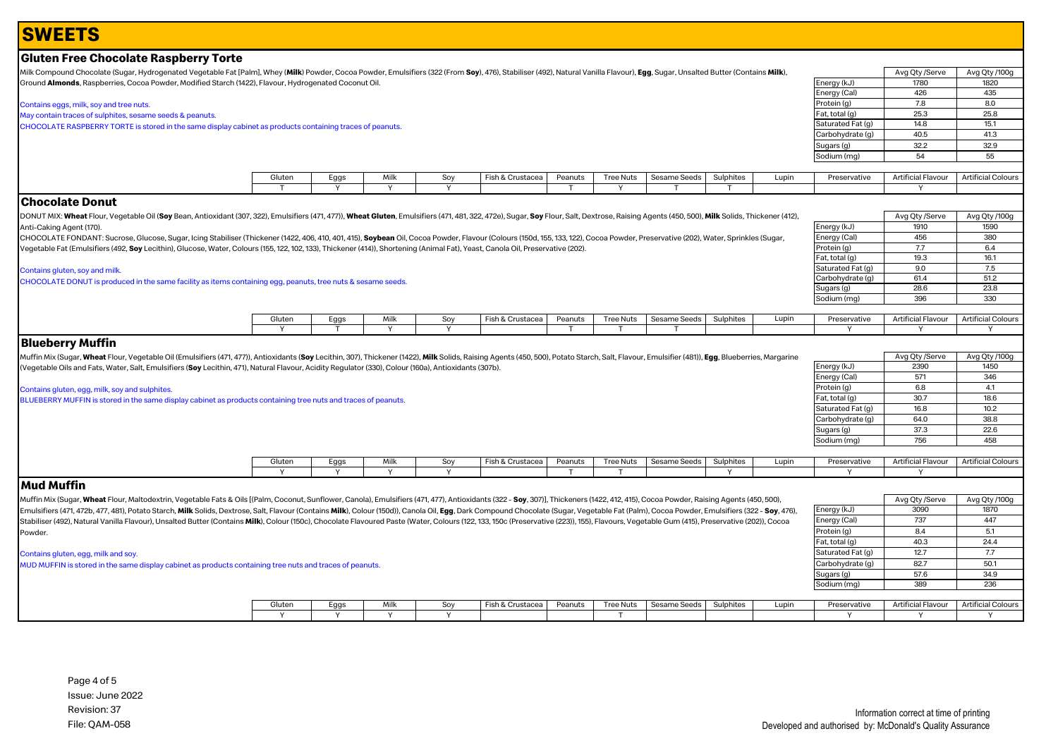# SWEETS

## Gluten Free Chocolate Raspberry Torte

Milk Compound Chocolate (Sugar, Hydrogenated Vegetable Fat [Palm], Whey (**Milk**) Powder, Cocoa Powder, Emulsifiers (322 (From **Soy**), 476), Stabiliser (492), Natural Vanilla Flavour), **Egg**, Sugar, Unsalted Butter (Contains **Milk**), Ground **Almonds**, Raspberries, Cocoa Powder, Modified Starch (1422), Flavour, Hydrogenated Coconut Oil.

Contains eggs, milk, soy and tree nuts.
May contain traces of sulphites, sesame seeds & peanuts.
CHOCOLATE RASPBERRY TORTE is stored in the same display cabinet as products containing traces of peanuts.

| | Avg Qty /Serve | Avg Qty /100g |
|---|---|---|
| Energy (kJ) | 1780 | 1820 |
| Energy (Cal) | 426 | 435 |
| Protein (g) | 7.8 | 8.0 |
| Fat, total (g) | 25.3 | 25.8 |
| Saturated Fat (g) | 14.8 | 15.1 |
| Carbohydrate (g) | 40.5 | 41.3 |
| Sugars (g) | 32.2 | 32.9 |
| Sodium (mg) | 54 | 55 |

| Gluten | Eggs | Milk | Soy | Fish & Crustacea | Peanuts | Tree Nuts | Sesame Seeds | Sulphites | Lupin | Preservative | Artificial Flavour | Artificial Colours |
|---|---|---|---|---|---|---|---|---|---|---|---|---|
| T | Y | Y | Y | | T | Y | T | T | | | Y | |

## Chocolate Donut

DONUT MIX: **Wheat** Flour, Vegetable Oil (**Soy** Bean, Antioxidant (307, 322), Emulsifiers (471, 477)), **Wheat Gluten**, Emulsifiers (471, 481, 322, 472e), Sugar, **Soy** Flour, Salt, Dextrose, Raising Agents (450, 500), **Milk** Solids, Thickener (412), Anti-Caking Agent (170).
CHOCOLATE FONDANT: Sucrose, Glucose, Sugar, Icing Stabiliser (Thickener (1422, 406, 410, 401, 415), **Soybean** Oil, Cocoa Powder, Flavour (Colours (150d, 155, 133, 122), Cocoa Powder, Preservative (202), Water, Sprinkles (Sugar, Vegetable Fat (Emulsifiers (492, **Soy** Lecithin), Glucose, Water, Colours (155, 122, 102, 133), Thickener (414)), Shortening (Animal Fat), Yeast, Canola Oil, Preservative (202).

Contains gluten, soy and milk.
CHOCOLATE DONUT is produced in the same facility as items containing egg, peanuts, tree nuts & sesame seeds.

| | Avg Qty /Serve | Avg Qty /100g |
|---|---|---|
| Energy (kJ) | 1910 | 1590 |
| Energy (Cal) | 456 | 380 |
| Protein (g) | 7.7 | 6.4 |
| Fat, total (g) | 19.3 | 16.1 |
| Saturated Fat (g) | 9.0 | 7.5 |
| Carbohydrate (g) | 61.4 | 51.2 |
| Sugars (g) | 28.6 | 23.8 |
| Sodium (mg) | 396 | 330 |

| Gluten | Eggs | Milk | Soy | Fish & Crustacea | Peanuts | Tree Nuts | Sesame Seeds | Sulphites | Lupin | Preservative | Artificial Flavour | Artificial Colours |
|---|---|---|---|---|---|---|---|---|---|---|---|---|
| Y | T | Y | Y | | T | T | T | | | Y | Y | Y |

## Blueberry Muffin

Muffin Mix (Sugar, **Wheat** Flour, Vegetable Oil (Emulsifiers (471, 477)), Antioxidants (**Soy** Lecithin, 307), Thickener (1422), **Milk** Solids, Raising Agents (450, 500), Potato Starch, Salt, Flavour, Emulsifier (481)), **Egg**, Blueberries, Margarine (Vegetable Oils and Fats, Water, Salt, Emulsifiers (**Soy** Lecithin, 471), Natural Flavour, Acidity Regulator (330), Colour (160a), Antioxidants (307b).

Contains gluten, egg, milk, soy and sulphites.
BLUEBERRY MUFFIN is stored in the same display cabinet as products containing tree nuts and traces of peanuts.

| | Avg Qty /Serve | Avg Qty /100g |
|---|---|---|
| Energy (kJ) | 2390 | 1450 |
| Energy (Cal) | 571 | 346 |
| Protein (g) | 6.8 | 4.1 |
| Fat, total (g) | 30.7 | 18.6 |
| Saturated Fat (g) | 16.8 | 10.2 |
| Carbohydrate (g) | 64.0 | 38.8 |
| Sugars (g) | 37.3 | 22.6 |
| Sodium (mg) | 756 | 458 |

| Gluten | Eggs | Milk | Soy | Fish & Crustacea | Peanuts | Tree Nuts | Sesame Seeds | Sulphites | Lupin | Preservative | Artificial Flavour | Artificial Colours |
|---|---|---|---|---|---|---|---|---|---|---|---|---|
| Y | Y | Y | Y | | T | T | | Y | | Y | Y | |

## Mud Muffin

Muffin Mix (Sugar, **Wheat** Flour, Maltodextrin, Vegetable Fats & Oils [(Palm, Coconut, Sunflower, Canola), Emulsifiers (471, 477), Antioxidants (322 - **Soy**, 307)], Thickeners (1422, 412, 415), Cocoa Powder, Raising Agents (450, 500), Emulsifiers (471, 472b, 477, 481), Potato Starch, **Milk** Solids, Dextrose, Salt, Flavour (Contains **Milk**), Colour (150d)), Canola Oil, **Egg**, Dark Compound Chocolate (Sugar, Vegetable Fat (Palm), Cocoa Powder, Emulsifiers (322 - **Soy**, 476), Stabiliser (492), Natural Vanilla Flavour), Unsalted Butter (Contains **Milk**), Colour (150c), Chocolate Flavoured Paste (Water, Colours (122, 133, 150c (Preservative (223)), 155), Flavours, Vegetable Gum (415), Preservative (202)), Cocoa Powder.

Contains gluten, egg, milk and soy.
MUD MUFFIN is stored in the same display cabinet as products containing tree nuts and traces of peanuts.

| | Avg Qty /Serve | Avg Qty /100g |
|---|---|---|
| Energy (kJ) | 3090 | 1870 |
| Energy (Cal) | 737 | 447 |
| Protein (g) | 8.4 | 5.1 |
| Fat, total (g) | 40.3 | 24.4 |
| Saturated Fat (g) | 12.7 | 7.7 |
| Carbohydrate (g) | 82.7 | 50.1 |
| Sugars (g) | 57.6 | 34.9 |
| Sodium (mg) | 389 | 236 |

| Gluten | Eggs | Milk | Soy | Fish & Crustacea | Peanuts | Tree Nuts | Sesame Seeds | Sulphites | Lupin | Preservative | Artificial Flavour | Artificial Colours |
|---|---|---|---|---|---|---|---|---|---|---|---|---|
| Y | Y | Y | Y | | | T | | | | Y | Y | Y |

Issue: June 2022
Revision: 37
File: QAM-058

Information correct at time of printing
Developed and authorised by: McDonald's Quality Assurance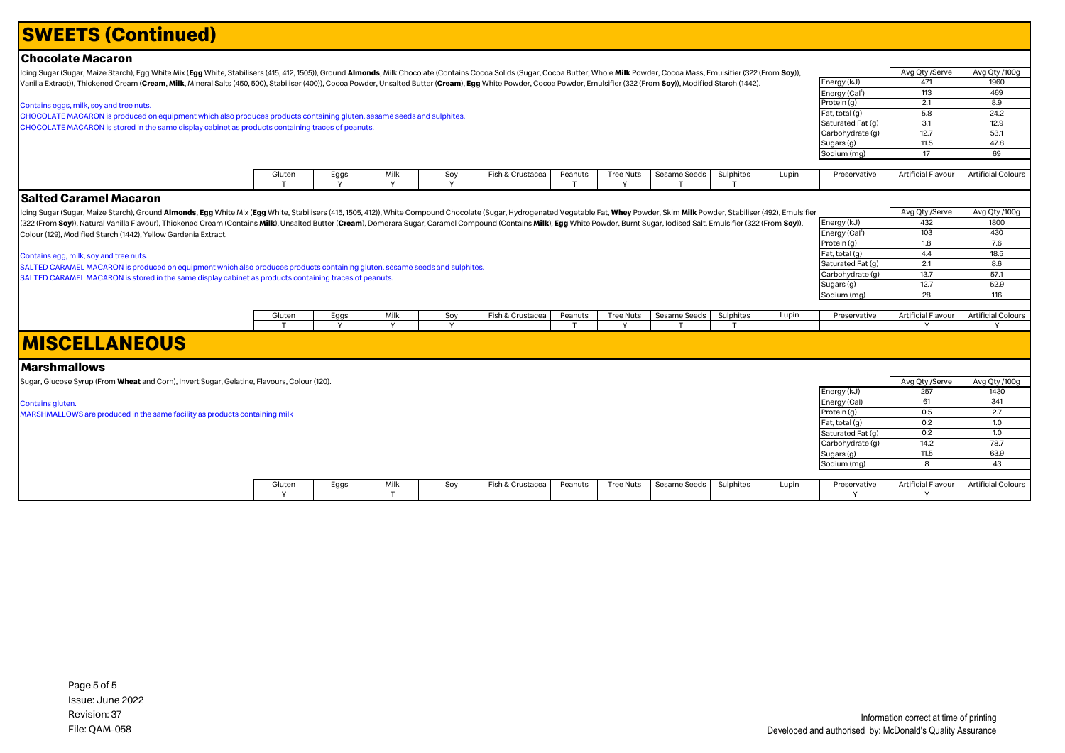# SWEETS (Continued)

## Chocolate Macaron

Icing Sugar (Sugar, Maize Starch), Egg White Mix (**Egg** White, Stabilisers (415, 412, 1505)), Ground **Almonds**, Milk Chocolate (Contains Cocoa Solids (Sugar, Cocoa Butter, Whole **Milk** Powder, Cocoa Mass, Emulsifier (322 (From **Soy**)), Vanilla Extract)), Thickened Cream (**Cream**, **Milk**, Mineral Salts (450, 500), Stabiliser (400)), Cocoa Powder, Unsalted Butter (**Cream**), **Egg** White Powder, Cocoa Powder, Emulsifier (322 (From **Soy**)), Modified Starch (1442).

Contains eggs, milk, soy and tree nuts.

CHOCOLATE MACARON is produced on equipment which also produces products containing gluten, sesame seeds and sulphites.

CHOCOLATE MACARON is stored in the same display cabinet as products containing traces of peanuts.

| | Avg Qty /Serve | Avg Qty /100g |
|---|---|---|
| Energy (kJ) | 471 | 1960 |
| Energy (Cal[1]) | 113 | 469 |
| Protein (g) | 2.1 | 8.9 |
| Fat, total (g) | 5.8 | 24.2 |
| Saturated Fat (g) | 3.1 | 12.9 |
| Carbohydrate (g) | 12.7 | 53.1 |
| Sugars (g) | 11.5 | 47.8 |
| Sodium (mg) | 17 | 69 |

| Gluten | Eggs | Milk | Soy | Fish & Crustacea | Peanuts | Tree Nuts | Sesame Seeds | Sulphites | Lupin | Preservative | Artificial Flavour | Artificial Colours |
|---|---|---|---|---|---|---|---|---|---|---|---|---|
| T | Y | Y | Y | | T | Y | T | T | | | | |

## Salted Caramel Macaron

Icing Sugar (Sugar, Maize Starch), Ground **Almonds**, **Egg** White Mix (**Egg** White, Stabilisers (415, 1505, 412)), White Compound Chocolate (Sugar, Hydrogenated Vegetable Fat, **Whey** Powder, Skim **Milk** Powder, Stabiliser (492), Emulsifier (322 (From **Soy**)), Natural Vanilla Flavour), Thickened Cream (Contains **Milk**), Unsalted Butter (**Cream**), Demerara Sugar, Caramel Compound (Contains **Milk**), **Egg** White Powder, Burnt Sugar, Iodised Salt, Emulsifier (322 (From **Soy**)), Colour (129), Modified Starch (1442), Yellow Gardenia Extract.

Contains egg, milk, soy and tree nuts.

SALTED CARAMEL MACARON is produced on equipment which also produces products containing gluten, sesame seeds and sulphites.

SALTED CARAMEL MACARON is stored in the same display cabinet as products containing traces of peanuts.

| | Avg Qty /Serve | Avg Qty /100g |
|---|---|---|
| Energy (kJ) | 432 | 1800 |
| Energy (Cal[1]) | 103 | 430 |
| Protein (g) | 1.8 | 7.6 |
| Fat, total (g) | 4.4 | 18.5 |
| Saturated Fat (g) | 2.1 | 8.6 |
| Carbohydrate (g) | 13.7 | 57.1 |
| Sugars (g) | 12.7 | 52.9 |
| Sodium (mg) | 28 | 116 |

| Gluten | Eggs | Milk | Soy | Fish & Crustacea | Peanuts | Tree Nuts | Sesame Seeds | Sulphites | Lupin | Preservative | Artificial Flavour | Artificial Colours |
|---|---|---|---|---|---|---|---|---|---|---|---|---|
| T | Y | Y | Y | | T | Y | T | T | | | Y | Y |

# MISCELLANEOUS

## Marshmallows

Sugar, Glucose Syrup (From **Wheat** and Corn), Invert Sugar, Gelatine, Flavours, Colour (120).

Contains gluten.

MARSHMALLOWS are produced in the same facility as products containing milk

| | Avg Qty /Serve | Avg Qty /100g |
|---|---|---|
| Energy (kJ) | 257 | 1430 |
| Energy (Cal) | 61 | 341 |
| Protein (g) | 0.5 | 2.7 |
| Fat, total (g) | 0.2 | 1.0 |
| Saturated Fat (g) | 0.2 | 1.0 |
| Carbohydrate (g) | 14.2 | 78.7 |
| Sugars (g) | 11.5 | 63.9 |
| Sodium (mg) | 8 | 43 |

| Gluten | Eggs | Milk | Soy | Fish & Crustacea | Peanuts | Tree Nuts | Sesame Seeds | Sulphites | Lupin | Preservative | Artificial Flavour | Artificial Colours |
|---|---|---|---|---|---|---|---|---|---|---|---|---|
| Y | | T | | | | | | | | Y | Y | |

Issue: June 2022
Revision: 37
File: QAM-058

Information correct at time of printing
Developed and authorised by: McDonald's Quality Assurance